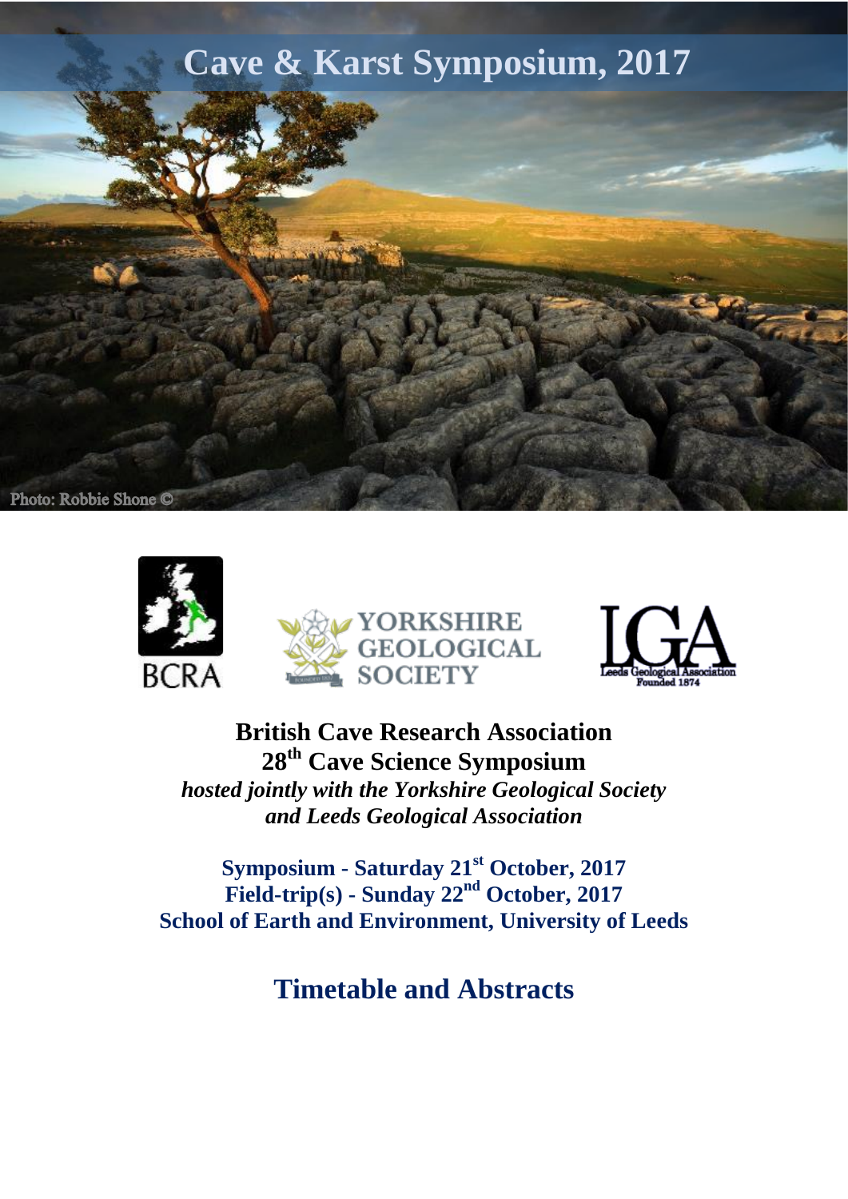# Cave & Karst Symposium, 2017

Photo: Robbie Shone ©

BCRA

YORKSHIRE GEOLOGICAL SOCIETY

LGA Leeds Geological Association Founded 1874

**British Cave Research Association**
**28th Cave Science Symposium**
***hosted jointly with the Yorkshire Geological Society and Leeds Geological Association***

**Symposium - Saturday 21st October, 2017**
**Field-trip(s) - Sunday 22nd October, 2017**
**School of Earth and Environment, University of Leeds**

## Timetable and Abstracts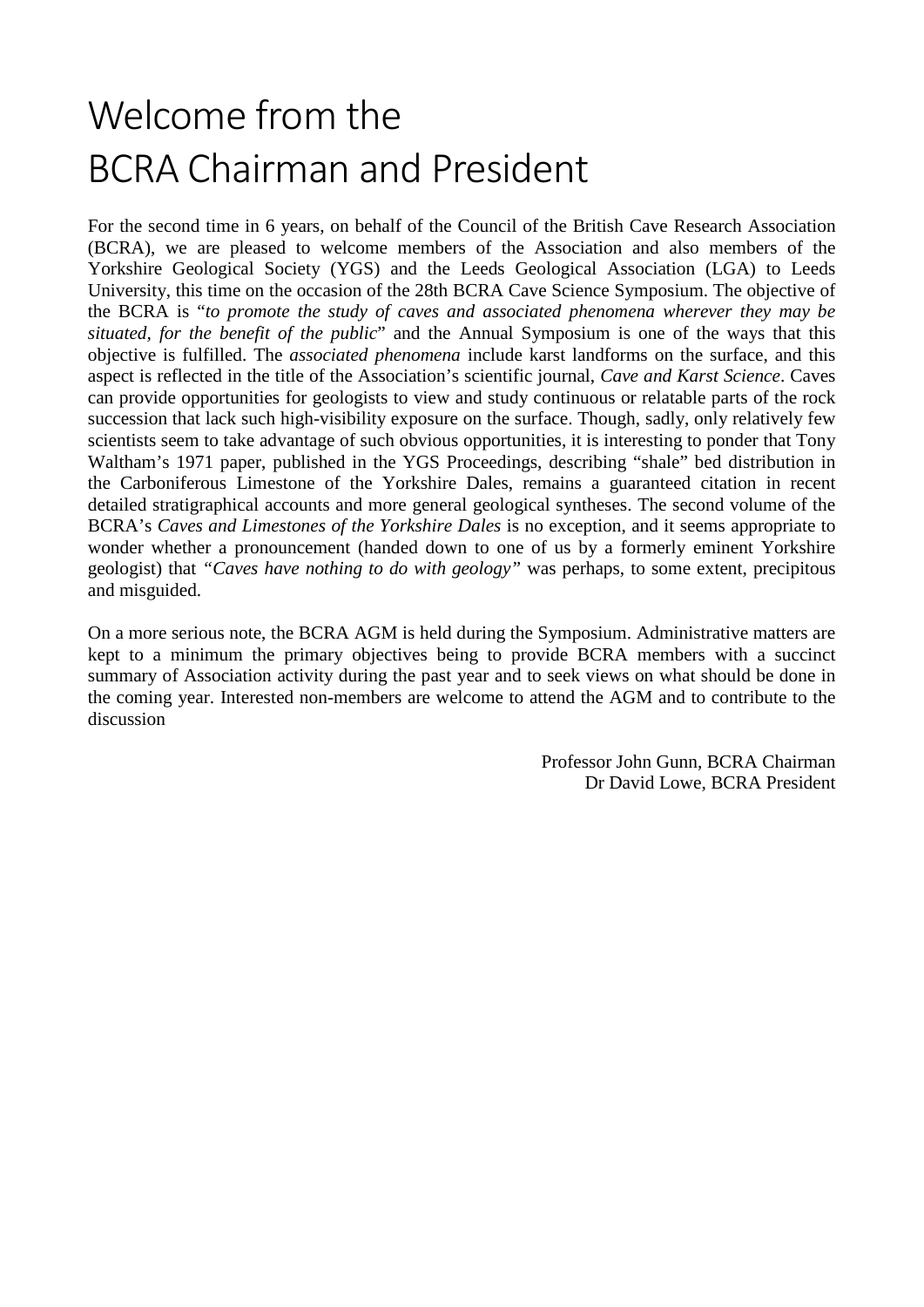# Welcome from the BCRA Chairman and President

For the second time in 6 years, on behalf of the Council of the British Cave Research Association (BCRA), we are pleased to welcome members of the Association and also members of the Yorkshire Geological Society (YGS) and the Leeds Geological Association (LGA) to Leeds University, this time on the occasion of the 28th BCRA Cave Science Symposium. The objective of the BCRA is "*to promote the study of caves and associated phenomena wherever they may be situated, for the benefit of the public*" and the Annual Symposium is one of the ways that this objective is fulfilled. The *associated phenomena* include karst landforms on the surface, and this aspect is reflected in the title of the Association's scientific journal, *Cave and Karst Science*. Caves can provide opportunities for geologists to view and study continuous or relatable parts of the rock succession that lack such high-visibility exposure on the surface. Though, sadly, only relatively few scientists seem to take advantage of such obvious opportunities, it is interesting to ponder that Tony Waltham's 1971 paper, published in the YGS Proceedings, describing "shale" bed distribution in the Carboniferous Limestone of the Yorkshire Dales, remains a guaranteed citation in recent detailed stratigraphical accounts and more general geological syntheses. The second volume of the BCRA's *Caves and Limestones of the Yorkshire Dales* is no exception, and it seems appropriate to wonder whether a pronouncement (handed down to one of us by a formerly eminent Yorkshire geologist) that *"Caves have nothing to do with geology"* was perhaps, to some extent, precipitous and misguided.

On a more serious note, the BCRA AGM is held during the Symposium. Administrative matters are kept to a minimum the primary objectives being to provide BCRA members with a succinct summary of Association activity during the past year and to seek views on what should be done in the coming year. Interested non-members are welcome to attend the AGM and to contribute to the discussion

Professor John Gunn, BCRA Chairman
Dr David Lowe, BCRA President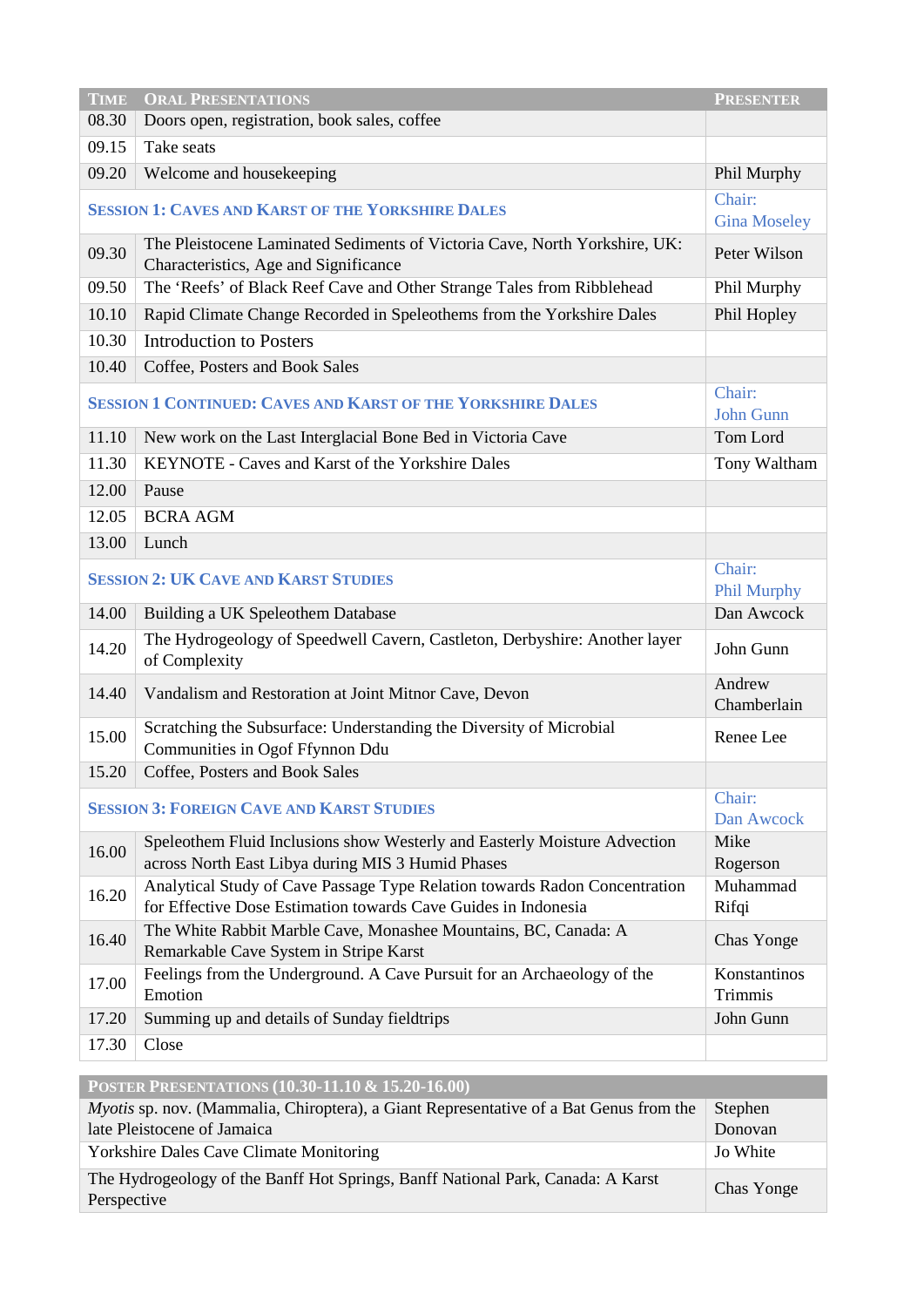| Time | Oral Presentations | Presenter |
|---|---|---|
| 08.30 | Doors open, registration, book sales, coffee | |
| 09.15 | Take seats | |
| 09.20 | Welcome and housekeeping | Phil Murphy |
| | **Session 1: Caves and Karst of the Yorkshire Dales** | Chair: Gina Moseley |
| 09.30 | The Pleistocene Laminated Sediments of Victoria Cave, North Yorkshire, UK: Characteristics, Age and Significance | Peter Wilson |
| 09.50 | The 'Reefs' of Black Reef Cave and Other Strange Tales from Ribblehead | Phil Murphy |
| 10.10 | Rapid Climate Change Recorded in Speleothems from the Yorkshire Dales | Phil Hopley |
| 10.30 | Introduction to Posters | |
| 10.40 | Coffee, Posters and Book Sales | |
| | **Session 1 continued: Caves and Karst of the Yorkshire Dales** | Chair: John Gunn |
| 11.10 | New work on the Last Interglacial Bone Bed in Victoria Cave | Tom Lord |
| 11.30 | KEYNOTE - Caves and Karst of the Yorkshire Dales | Tony Waltham |
| 12.00 | Pause | |
| 12.05 | BCRA AGM | |
| 13.00 | Lunch | |
| | **Session 2: UK Cave and Karst Studies** | Chair: Phil Murphy |
| 14.00 | Building a UK Speleothem Database | Dan Awcock |
| 14.20 | The Hydrogeology of Speedwell Cavern, Castleton, Derbyshire: Another layer of Complexity | John Gunn |
| 14.40 | Vandalism and Restoration at Joint Mitnor Cave, Devon | Andrew Chamberlain |
| 15.00 | Scratching the Subsurface: Understanding the Diversity of Microbial Communities in Ogof Ffynnon Ddu | Renee Lee |
| 15.20 | Coffee, Posters and Book Sales | |
| | **Session 3: Foreign Cave and Karst Studies** | Chair: Dan Awcock |
| 16.00 | Speleothem Fluid Inclusions show Westerly and Easterly Moisture Advection across North East Libya during MIS 3 Humid Phases | Mike Rogerson |
| 16.20 | Analytical Study of Cave Passage Type Relation towards Radon Concentration for Effective Dose Estimation towards Cave Guides in Indonesia | Muhammad Rifqi |
| 16.40 | The White Rabbit Marble Cave, Monashee Mountains, BC, Canada: A Remarkable Cave System in Stripe Karst | Chas Yonge |
| 17.00 | Feelings from the Underground. A Cave Pursuit for an Archaeology of the Emotion | Konstantinos Trimmis |
| 17.20 | Summing up and details of Sunday fieldtrips | John Gunn |
| 17.30 | Close | |

| Poster Presentations (10.30-11.10 & 15.20-16.00) | |
|---|---|
| *Myotis* sp. nov. (Mammalia, Chiroptera), a Giant Representative of a Bat Genus from the late Pleistocene of Jamaica | Stephen Donovan |
| Yorkshire Dales Cave Climate Monitoring | Jo White |
| The Hydrogeology of the Banff Hot Springs, Banff National Park, Canada: A Karst Perspective | Chas Yonge |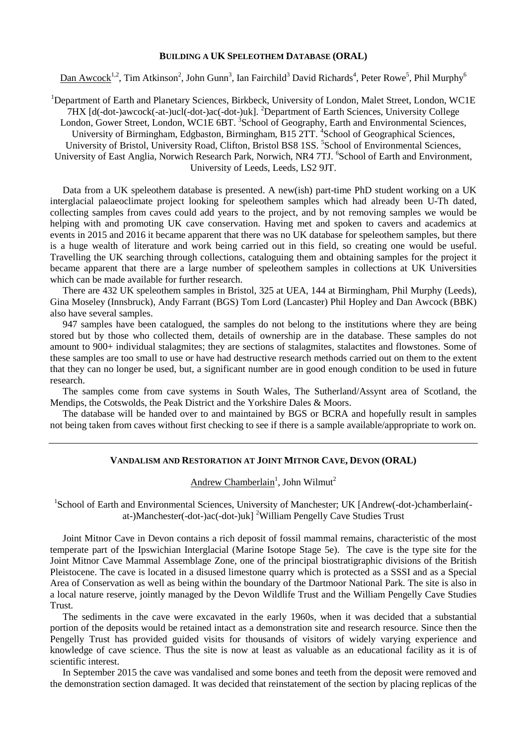## BUILDING A UK SPELEOTHEM DATABASE (ORAL)

Dan Awcock[1,2], Tim Atkinson[2], John Gunn[3], Ian Fairchild[3] David Richards[4], Peter Rowe[5], Phil Murphy[6]

[1]Department of Earth and Planetary Sciences, Birkbeck, University of London, Malet Street, London, WC1E 7HX [d(-dot-)awcock(-at-)ucl(-dot-)ac(-dot-)uk]. [2]Department of Earth Sciences, University College London, Gower Street, London, WC1E 6BT. [3]School of Geography, Earth and Environmental Sciences, University of Birmingham, Edgbaston, Birmingham, B15 2TT. [4]School of Geographical Sciences, University of Bristol, University Road, Clifton, Bristol BS8 1SS. [5]School of Environmental Sciences, University of East Anglia, Norwich Research Park, Norwich, NR4 7TJ. [6]School of Earth and Environment, University of Leeds, Leeds, LS2 9JT.

Data from a UK speleothem database is presented. A new(ish) part-time PhD student working on a UK interglacial palaeoclimate project looking for speleothem samples which had already been U-Th dated, collecting samples from caves could add years to the project, and by not removing samples we would be helping with and promoting UK cave conservation. Having met and spoken to cavers and academics at events in 2015 and 2016 it became apparent that there was no UK database for speleothem samples, but there is a huge wealth of literature and work being carried out in this field, so creating one would be useful. Travelling the UK searching through collections, cataloguing them and obtaining samples for the project it became apparent that there are a large number of speleothem samples in collections at UK Universities which can be made available for further research.

There are 432 UK speleothem samples in Bristol, 325 at UEA, 144 at Birmingham, Phil Murphy (Leeds), Gina Moseley (Innsbruck), Andy Farrant (BGS) Tom Lord (Lancaster) Phil Hopley and Dan Awcock (BBK) also have several samples.

947 samples have been catalogued, the samples do not belong to the institutions where they are being stored but by those who collected them, details of ownership are in the database. These samples do not amount to 900+ individual stalagmites; they are sections of stalagmites, stalactites and flowstones. Some of these samples are too small to use or have had destructive research methods carried out on them to the extent that they can no longer be used, but, a significant number are in good enough condition to be used in future research.

The samples come from cave systems in South Wales, The Sutherland/Assynt area of Scotland, the Mendips, the Cotswolds, the Peak District and the Yorkshire Dales & Moors.

The database will be handed over to and maintained by BGS or BCRA and hopefully result in samples not being taken from caves without first checking to see if there is a sample available/appropriate to work on.

---

## VANDALISM AND RESTORATION AT JOINT MITNOR CAVE, DEVON (ORAL)

Andrew Chamberlain[1], John Wilmut[2]

[1]School of Earth and Environmental Sciences, University of Manchester; UK [Andrew(-dot-)chamberlain(-at-)Manchester(-dot-)ac(-dot-)uk] [2]William Pengelly Cave Studies Trust

Joint Mitnor Cave in Devon contains a rich deposit of fossil mammal remains, characteristic of the most temperate part of the Ipswichian Interglacial (Marine Isotope Stage 5e). The cave is the type site for the Joint Mitnor Cave Mammal Assemblage Zone, one of the principal biostratigraphic divisions of the British Pleistocene. The cave is located in a disused limestone quarry which is protected as a SSSI and as a Special Area of Conservation as well as being within the boundary of the Dartmoor National Park. The site is also in a local nature reserve, jointly managed by the Devon Wildlife Trust and the William Pengelly Cave Studies Trust.

The sediments in the cave were excavated in the early 1960s, when it was decided that a substantial portion of the deposits would be retained intact as a demonstration site and research resource. Since then the Pengelly Trust has provided guided visits for thousands of visitors of widely varying experience and knowledge of cave science. Thus the site is now at least as valuable as an educational facility as it is of scientific interest.

In September 2015 the cave was vandalised and some bones and teeth from the deposit were removed and the demonstration section damaged. It was decided that reinstatement of the section by placing replicas of the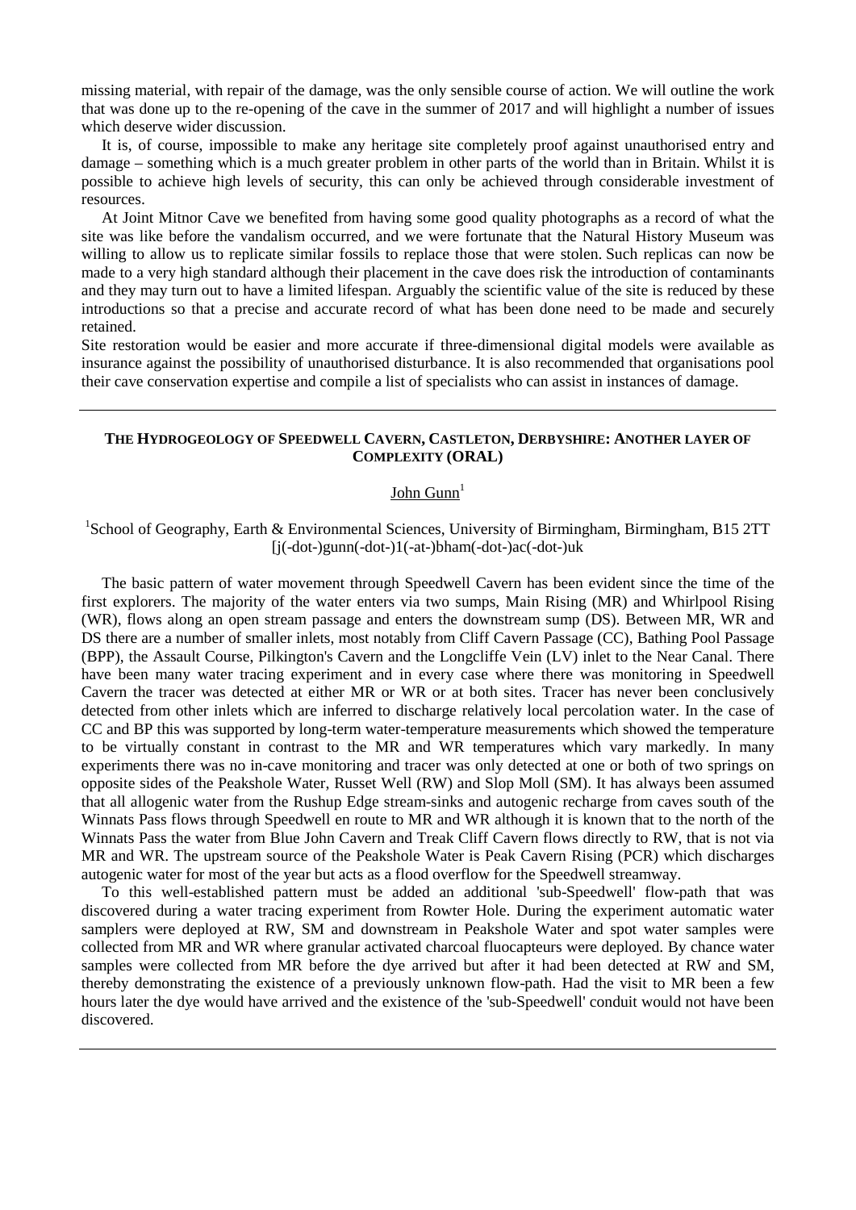missing material, with repair of the damage, was the only sensible course of action. We will outline the work that was done up to the re-opening of the cave in the summer of 2017 and will highlight a number of issues which deserve wider discussion.

It is, of course, impossible to make any heritage site completely proof against unauthorised entry and damage – something which is a much greater problem in other parts of the world than in Britain. Whilst it is possible to achieve high levels of security, this can only be achieved through considerable investment of resources.

At Joint Mitnor Cave we benefited from having some good quality photographs as a record of what the site was like before the vandalism occurred, and we were fortunate that the Natural History Museum was willing to allow us to replicate similar fossils to replace those that were stolen. Such replicas can now be made to a very high standard although their placement in the cave does risk the introduction of contaminants and they may turn out to have a limited lifespan. Arguably the scientific value of the site is reduced by these introductions so that a precise and accurate record of what has been done need to be made and securely retained.

Site restoration would be easier and more accurate if three-dimensional digital models were available as insurance against the possibility of unauthorised disturbance. It is also recommended that organisations pool their cave conservation expertise and compile a list of specialists who can assist in instances of damage.

---

## THE HYDROGEOLOGY OF SPEEDWELL CAVERN, CASTLETON, DERBYSHIRE: ANOTHER LAYER OF COMPLEXITY (ORAL)

John Gunn[1]

[1]School of Geography, Earth & Environmental Sciences, University of Birmingham, Birmingham, B15 2TT
[j(-dot-)gunn(-dot-)1(-at-)bham(-dot-)ac(-dot-)uk

The basic pattern of water movement through Speedwell Cavern has been evident since the time of the first explorers. The majority of the water enters via two sumps, Main Rising (MR) and Whirlpool Rising (WR), flows along an open stream passage and enters the downstream sump (DS). Between MR, WR and DS there are a number of smaller inlets, most notably from Cliff Cavern Passage (CC), Bathing Pool Passage (BPP), the Assault Course, Pilkington's Cavern and the Longcliffe Vein (LV) inlet to the Near Canal. There have been many water tracing experiment and in every case where there was monitoring in Speedwell Cavern the tracer was detected at either MR or WR or at both sites. Tracer has never been conclusively detected from other inlets which are inferred to discharge relatively local percolation water. In the case of CC and BP this was supported by long-term water-temperature measurements which showed the temperature to be virtually constant in contrast to the MR and WR temperatures which vary markedly. In many experiments there was no in-cave monitoring and tracer was only detected at one or both of two springs on opposite sides of the Peakshole Water, Russet Well (RW) and Slop Moll (SM). It has always been assumed that all allogenic water from the Rushup Edge stream-sinks and autogenic recharge from caves south of the Winnats Pass flows through Speedwell en route to MR and WR although it is known that to the north of the Winnats Pass the water from Blue John Cavern and Treak Cliff Cavern flows directly to RW, that is not via MR and WR. The upstream source of the Peakshole Water is Peak Cavern Rising (PCR) which discharges autogenic water for most of the year but acts as a flood overflow for the Speedwell streamway.

To this well-established pattern must be added an additional 'sub-Speedwell' flow-path that was discovered during a water tracing experiment from Rowter Hole. During the experiment automatic water samplers were deployed at RW, SM and downstream in Peakshole Water and spot water samples were collected from MR and WR where granular activated charcoal fluocapteurs were deployed. By chance water samples were collected from MR before the dye arrived but after it had been detected at RW and SM, thereby demonstrating the existence of a previously unknown flow-path. Had the visit to MR been a few hours later the dye would have arrived and the existence of the 'sub-Speedwell' conduit would not have been discovered.

---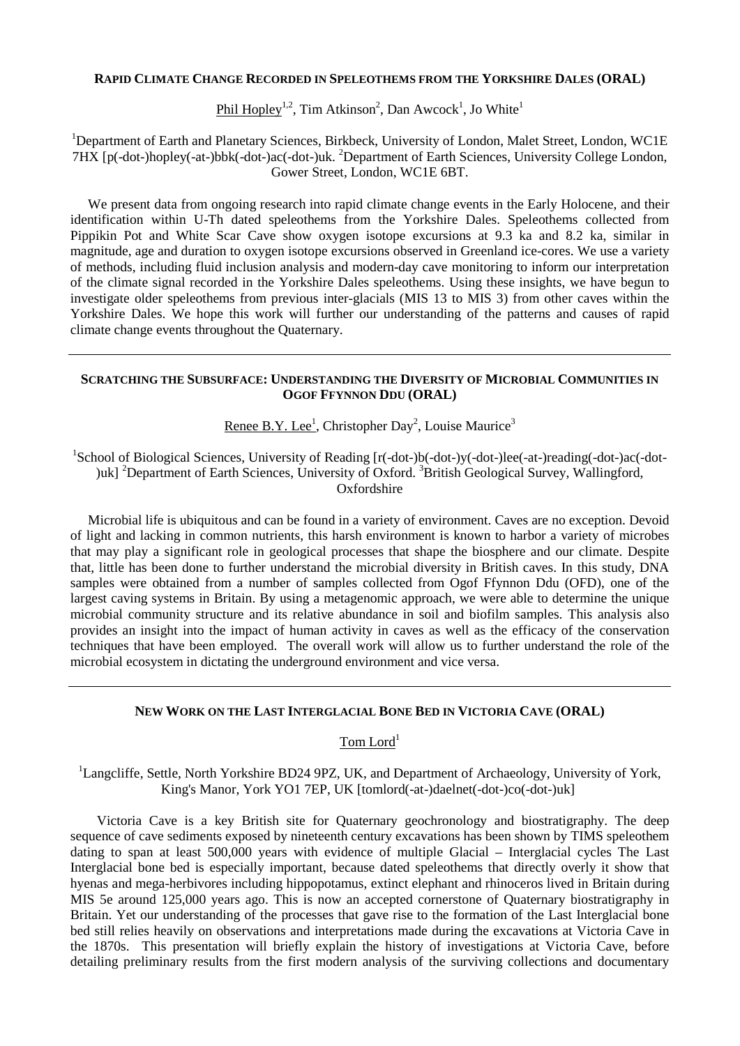### RAPID CLIMATE CHANGE RECORDED IN SPELEOTHEMS FROM THE YORKSHIRE DALES (ORAL)

Phil Hopley[1,2], Tim Atkinson[2], Dan Awcock[1], Jo White[1]

[1]Department of Earth and Planetary Sciences, Birkbeck, University of London, Malet Street, London, WC1E 7HX [p(-dot-)hopley(-at-)bbk(-dot-)ac(-dot-)uk. [2]Department of Earth Sciences, University College London, Gower Street, London, WC1E 6BT.

We present data from ongoing research into rapid climate change events in the Early Holocene, and their identification within U-Th dated speleothems from the Yorkshire Dales. Speleothems collected from Pippikin Pot and White Scar Cave show oxygen isotope excursions at 9.3 ka and 8.2 ka, similar in magnitude, age and duration to oxygen isotope excursions observed in Greenland ice-cores. We use a variety of methods, including fluid inclusion analysis and modern-day cave monitoring to inform our interpretation of the climate signal recorded in the Yorkshire Dales speleothems. Using these insights, we have begun to investigate older speleothems from previous inter-glacials (MIS 13 to MIS 3) from other caves within the Yorkshire Dales. We hope this work will further our understanding of the patterns and causes of rapid climate change events throughout the Quaternary.

---

### SCRATCHING THE SUBSURFACE: UNDERSTANDING THE DIVERSITY OF MICROBIAL COMMUNITIES IN OGOF FFYNNON DDU (ORAL)

Renee B.Y. Lee[1], Christopher Day[2], Louise Maurice[3]

[1]School of Biological Sciences, University of Reading [r(-dot-)b(-dot-)y(-dot-)lee(-at-)reading(-dot-)ac(-dot-)uk] [2]Department of Earth Sciences, University of Oxford. [3]British Geological Survey, Wallingford, Oxfordshire

Microbial life is ubiquitous and can be found in a variety of environment. Caves are no exception. Devoid of light and lacking in common nutrients, this harsh environment is known to harbor a variety of microbes that may play a significant role in geological processes that shape the biosphere and our climate. Despite that, little has been done to further understand the microbial diversity in British caves. In this study, DNA samples were obtained from a number of samples collected from Ogof Ffynnon Ddu (OFD), one of the largest caving systems in Britain. By using a metagenomic approach, we were able to determine the unique microbial community structure and its relative abundance in soil and biofilm samples. This analysis also provides an insight into the impact of human activity in caves as well as the efficacy of the conservation techniques that have been employed. The overall work will allow us to further understand the role of the microbial ecosystem in dictating the underground environment and vice versa.

---

### NEW WORK ON THE LAST INTERGLACIAL BONE BED IN VICTORIA CAVE (ORAL)

Tom Lord[1]

[1]Langcliffe, Settle, North Yorkshire BD24 9PZ, UK, and Department of Archaeology, University of York, King's Manor, York YO1 7EP, UK [tomlord(-at-)daelnet(-dot-)co(-dot-)uk]

Victoria Cave is a key British site for Quaternary geochronology and biostratigraphy. The deep sequence of cave sediments exposed by nineteenth century excavations has been shown by TIMS speleothem dating to span at least 500,000 years with evidence of multiple Glacial – Interglacial cycles The Last Interglacial bone bed is especially important, because dated speleothems that directly overly it show that hyenas and mega-herbivores including hippopotamus, extinct elephant and rhinoceros lived in Britain during MIS 5e around 125,000 years ago. This is now an accepted cornerstone of Quaternary biostratigraphy in Britain. Yet our understanding of the processes that gave rise to the formation of the Last Interglacial bone bed still relies heavily on observations and interpretations made during the excavations at Victoria Cave in the 1870s. This presentation will briefly explain the history of investigations at Victoria Cave, before detailing preliminary results from the first modern analysis of the surviving collections and documentary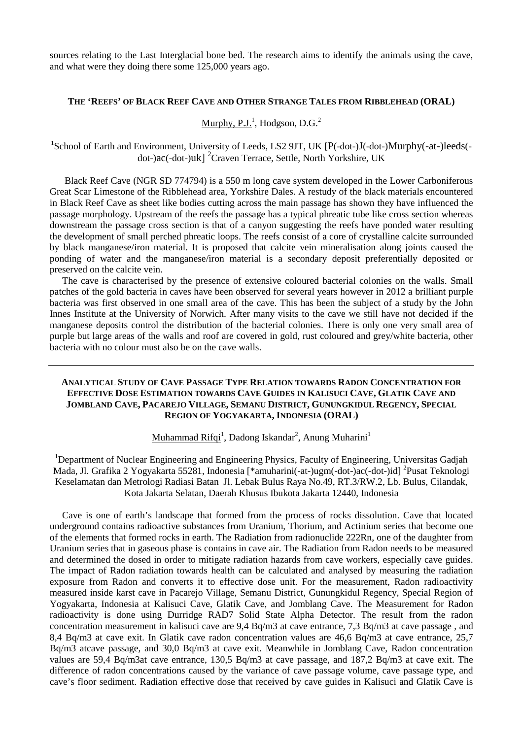sources relating to the Last Interglacial bone bed. The research aims to identify the animals using the cave, and what were they doing there some 125,000 years ago.

---

### THE 'REEFS' OF BLACK REEF CAVE AND OTHER STRANGE TALES FROM RIBBLEHEAD (ORAL)

Murphy, P.J.[1], Hodgson, D.G.[2]

[1]School of Earth and Environment, University of Leeds, LS2 9JT, UK [P(-dot-)J(-dot-)Murphy(-at-)leeds(-dot-)ac(-dot-)uk] [2]Craven Terrace, Settle, North Yorkshire, UK

Black Reef Cave (NGR SD 774794) is a 550 m long cave system developed in the Lower Carboniferous Great Scar Limestone of the Ribblehead area, Yorkshire Dales. A restudy of the black materials encountered in Black Reef Cave as sheet like bodies cutting across the main passage has shown they have influenced the passage morphology. Upstream of the reefs the passage has a typical phreatic tube like cross section whereas downstream the passage cross section is that of a canyon suggesting the reefs have ponded water resulting the development of small perched phreatic loops. The reefs consist of a core of crystalline calcite surrounded by black manganese/iron material. It is proposed that calcite vein mineralisation along joints caused the ponding of water and the manganese/iron material is a secondary deposit preferentially deposited or preserved on the calcite vein.

The cave is characterised by the presence of extensive coloured bacterial colonies on the walls. Small patches of the gold bacteria in caves have been observed for several years however in 2012 a brilliant purple bacteria was first observed in one small area of the cave. This has been the subject of a study by the John Innes Institute at the University of Norwich. After many visits to the cave we still have not decided if the manganese deposits control the distribution of the bacterial colonies. There is only one very small area of purple but large areas of the walls and roof are covered in gold, rust coloured and grey/white bacteria, other bacteria with no colour must also be on the cave walls.

---

### ANALYTICAL STUDY OF CAVE PASSAGE TYPE RELATION TOWARDS RADON CONCENTRATION FOR EFFECTIVE DOSE ESTIMATION TOWARDS CAVE GUIDES IN KALISUCI CAVE, GLATIK CAVE AND JOMBLAND CAVE, PACAREJO VILLAGE, SEMANU DISTRICT, GUNUNGKIDUL REGENCY, SPECIAL REGION OF YOGYAKARTA, INDONESIA (ORAL)

Muhammad Rifqi[1], Dadong Iskandar[2], Anung Muharini[1]

[1]Department of Nuclear Engineering and Engineering Physics, Faculty of Engineering, Universitas Gadjah Mada, Jl. Grafika 2 Yogyakarta 55281, Indonesia [*amuharini(-at-)ugm(-dot-)ac(-dot-)id] [2]Pusat Teknologi Keselamatan dan Metrologi Radiasi Batan Jl. Lebak Bulus Raya No.49, RT.3/RW.2, Lb. Bulus, Cilandak, Kota Jakarta Selatan, Daerah Khusus Ibukota Jakarta 12440, Indonesia

Cave is one of earth's landscape that formed from the process of rocks dissolution. Cave that located underground contains radioactive substances from Uranium, Thorium, and Actinium series that become one of the elements that formed rocks in earth. The Radiation from radionuclide 222Rn, one of the daughter from Uranium series that in gaseous phase is contains in cave air. The Radiation from Radon needs to be measured and determined the dosed in order to mitigate radiation hazards from cave workers, especially cave guides. The impact of Radon radiation towards health can be calculated and analysed by measuring the radiation exposure from Radon and converts it to effective dose unit. For the measurement, Radon radioactivity measured inside karst cave in Pacarejo Village, Semanu District, Gunungkidul Regency, Special Region of Yogyakarta, Indonesia at Kalisuci Cave, Glatik Cave, and Jomblang Cave. The Measurement for Radon radioactivity is done using Durridge RAD7 Solid State Alpha Detector. The result from the radon concentration measurement in kalisuci cave are 9,4 Bq/m3 at cave entrance, 7,3 Bq/m3 at cave passage , and 8,4 Bq/m3 at cave exit. In Glatik cave radon concentration values are 46,6 Bq/m3 at cave entrance, 25,7 Bq/m3 atcave passage, and 30,0 Bq/m3 at cave exit. Meanwhile in Jomblang Cave, Radon concentration values are 59,4 Bq/m3at cave entrance, 130,5 Bq/m3 at cave passage, and 187,2 Bq/m3 at cave exit. The difference of radon concentrations caused by the variance of cave passage volume, cave passage type, and cave's floor sediment. Radiation effective dose that received by cave guides in Kalisuci and Glatik Cave is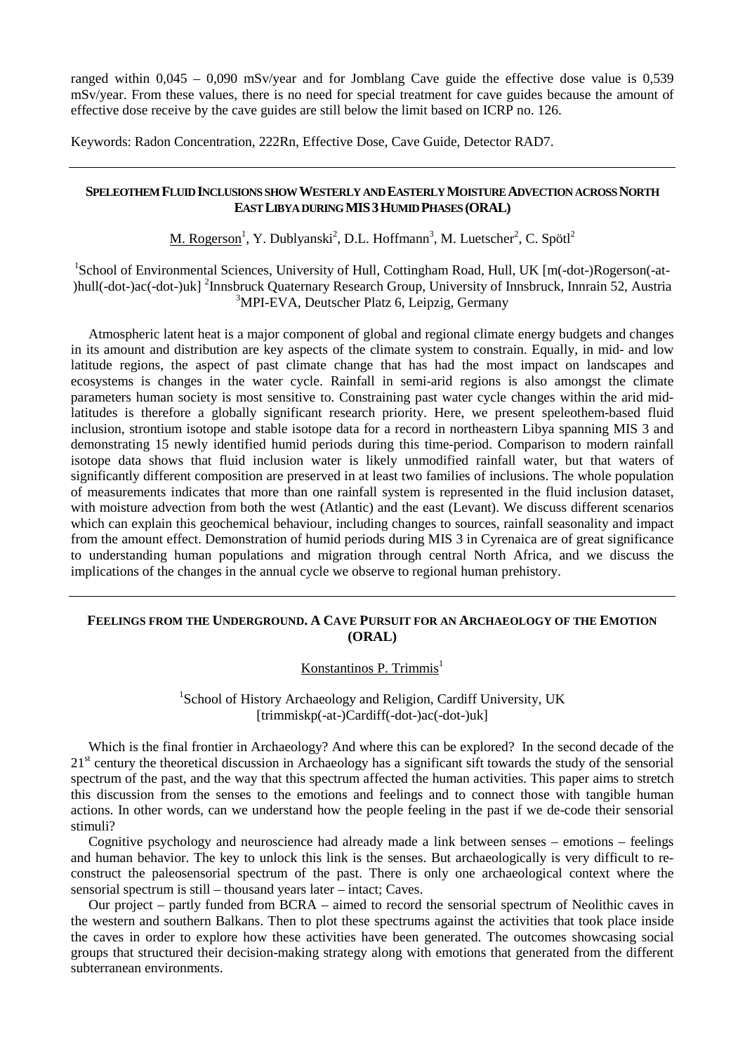ranged within 0,045 – 0,090 mSv/year and for Jomblang Cave guide the effective dose value is 0,539 mSv/year. From these values, there is no need for special treatment for cave guides because the amount of effective dose receive by the cave guides are still below the limit based on ICRP no. 126.

Keywords: Radon Concentration, 222Rn, Effective Dose, Cave Guide, Detector RAD7.

---

## SPELEOTHEM FLUID INCLUSIONS SHOW WESTERLY AND EASTERLY MOISTURE ADVECTION ACROSS NORTH EAST LIBYA DURING MIS 3 HUMID PHASES (ORAL)

M. Rogerson[1], Y. Dublyanski[2], D.L. Hoffmann[3], M. Luetscher[2], C. Spötl[2]

[1]School of Environmental Sciences, University of Hull, Cottingham Road, Hull, UK [m(-dot-)Rogerson(-at-)hull(-dot-)ac(-dot-)uk] [2]Innsbruck Quaternary Research Group, University of Innsbruck, Innrain 52, Austria [3]MPI-EVA, Deutscher Platz 6, Leipzig, Germany

Atmospheric latent heat is a major component of global and regional climate energy budgets and changes in its amount and distribution are key aspects of the climate system to constrain. Equally, in mid- and low latitude regions, the aspect of past climate change that has had the most impact on landscapes and ecosystems is changes in the water cycle. Rainfall in semi-arid regions is also amongst the climate parameters human society is most sensitive to. Constraining past water cycle changes within the arid mid-latitudes is therefore a globally significant research priority. Here, we present speleothem-based fluid inclusion, strontium isotope and stable isotope data for a record in northeastern Libya spanning MIS 3 and demonstrating 15 newly identified humid periods during this time-period. Comparison to modern rainfall isotope data shows that fluid inclusion water is likely unmodified rainfall water, but that waters of significantly different composition are preserved in at least two families of inclusions. The whole population of measurements indicates that more than one rainfall system is represented in the fluid inclusion dataset, with moisture advection from both the west (Atlantic) and the east (Levant). We discuss different scenarios which can explain this geochemical behaviour, including changes to sources, rainfall seasonality and impact from the amount effect. Demonstration of humid periods during MIS 3 in Cyrenaica are of great significance to understanding human populations and migration through central North Africa, and we discuss the implications of the changes in the annual cycle we observe to regional human prehistory.

---

## FEELINGS FROM THE UNDERGROUND. A CAVE PURSUIT FOR AN ARCHAEOLOGY OF THE EMOTION (ORAL)

Konstantinos P. Trimmis[1]

[1]School of History Archaeology and Religion, Cardiff University, UK [trimmiskp(-at-)Cardiff(-dot-)ac(-dot-)uk]

Which is the final frontier in Archaeology? And where this can be explored? In the second decade of the 21[st] century the theoretical discussion in Archaeology has a significant sift towards the study of the sensorial spectrum of the past, and the way that this spectrum affected the human activities. This paper aims to stretch this discussion from the senses to the emotions and feelings and to connect those with tangible human actions. In other words, can we understand how the people feeling in the past if we de-code their sensorial stimuli?

Cognitive psychology and neuroscience had already made a link between senses – emotions – feelings and human behavior. The key to unlock this link is the senses. But archaeologically is very difficult to re-construct the paleosensorial spectrum of the past. There is only one archaeological context where the sensorial spectrum is still – thousand years later – intact; Caves.

Our project – partly funded from BCRA – aimed to record the sensorial spectrum of Neolithic caves in the western and southern Balkans. Then to plot these spectrums against the activities that took place inside the caves in order to explore how these activities have been generated. The outcomes showcasing social groups that structured their decision-making strategy along with emotions that generated from the different subterranean environments.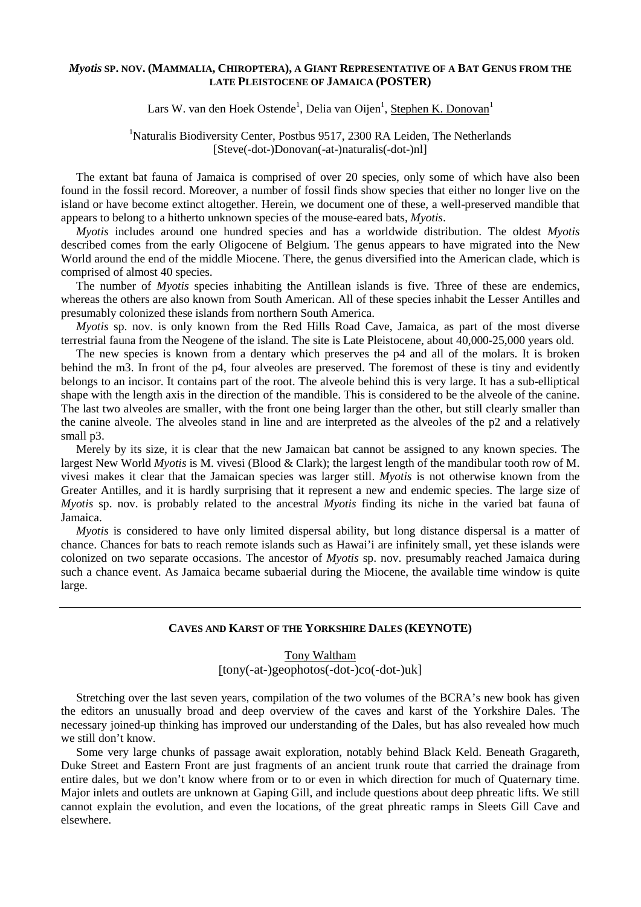### *Myotis* SP. NOV. (MAMMALIA, CHIROPTERA), A GIANT REPRESENTATIVE OF A BAT GENUS FROM THE LATE PLEISTOCENE OF JAMAICA (POSTER)

Lars W. van den Hoek Ostende[1], Delia van Oijen[1], Stephen K. Donovan[1]

[1]Naturalis Biodiversity Center, Postbus 9517, 2300 RA Leiden, The Netherlands
[Steve(-dot-)Donovan(-at-)naturalis(-dot-)nl]

The extant bat fauna of Jamaica is comprised of over 20 species, only some of which have also been found in the fossil record. Moreover, a number of fossil finds show species that either no longer live on the island or have become extinct altogether. Herein, we document one of these, a well-preserved mandible that appears to belong to a hitherto unknown species of the mouse-eared bats, *Myotis*.

*Myotis* includes around one hundred species and has a worldwide distribution. The oldest *Myotis* described comes from the early Oligocene of Belgium. The genus appears to have migrated into the New World around the end of the middle Miocene. There, the genus diversified into the American clade, which is comprised of almost 40 species.

The number of *Myotis* species inhabiting the Antillean islands is five. Three of these are endemics, whereas the others are also known from South American. All of these species inhabit the Lesser Antilles and presumably colonized these islands from northern South America.

*Myotis* sp. nov. is only known from the Red Hills Road Cave, Jamaica, as part of the most diverse terrestrial fauna from the Neogene of the island. The site is Late Pleistocene, about 40,000-25,000 years old.

The new species is known from a dentary which preserves the p4 and all of the molars. It is broken behind the m3. In front of the p4, four alveoles are preserved. The foremost of these is tiny and evidently belongs to an incisor. It contains part of the root. The alveole behind this is very large. It has a sub-elliptical shape with the length axis in the direction of the mandible. This is considered to be the alveole of the canine. The last two alveoles are smaller, with the front one being larger than the other, but still clearly smaller than the canine alveole. The alveoles stand in line and are interpreted as the alveoles of the p2 and a relatively small p3.

Merely by its size, it is clear that the new Jamaican bat cannot be assigned to any known species. The largest New World *Myotis* is M. vivesi (Blood & Clark); the largest length of the mandibular tooth row of M. vivesi makes it clear that the Jamaican species was larger still. *Myotis* is not otherwise known from the Greater Antilles, and it is hardly surprising that it represent a new and endemic species. The large size of *Myotis* sp. nov. is probably related to the ancestral *Myotis* finding its niche in the varied bat fauna of Jamaica.

*Myotis* is considered to have only limited dispersal ability, but long distance dispersal is a matter of chance. Chances for bats to reach remote islands such as Hawai'i are infinitely small, yet these islands were colonized on two separate occasions. The ancestor of *Myotis* sp. nov. presumably reached Jamaica during such a chance event. As Jamaica became subaerial during the Miocene, the available time window is quite large.

---

### CAVES AND KARST OF THE YORKSHIRE DALES (KEYNOTE)

Tony Waltham
[tony(-at-)geophotos(-dot-)co(-dot-)uk]

Stretching over the last seven years, compilation of the two volumes of the BCRA's new book has given the editors an unusually broad and deep overview of the caves and karst of the Yorkshire Dales. The necessary joined-up thinking has improved our understanding of the Dales, but has also revealed how much we still don't know.

Some very large chunks of passage await exploration, notably behind Black Keld. Beneath Gragareth, Duke Street and Eastern Front are just fragments of an ancient trunk route that carried the drainage from entire dales, but we don't know where from or to or even in which direction for much of Quaternary time. Major inlets and outlets are unknown at Gaping Gill, and include questions about deep phreatic lifts. We still cannot explain the evolution, and even the locations, of the great phreatic ramps in Sleets Gill Cave and elsewhere.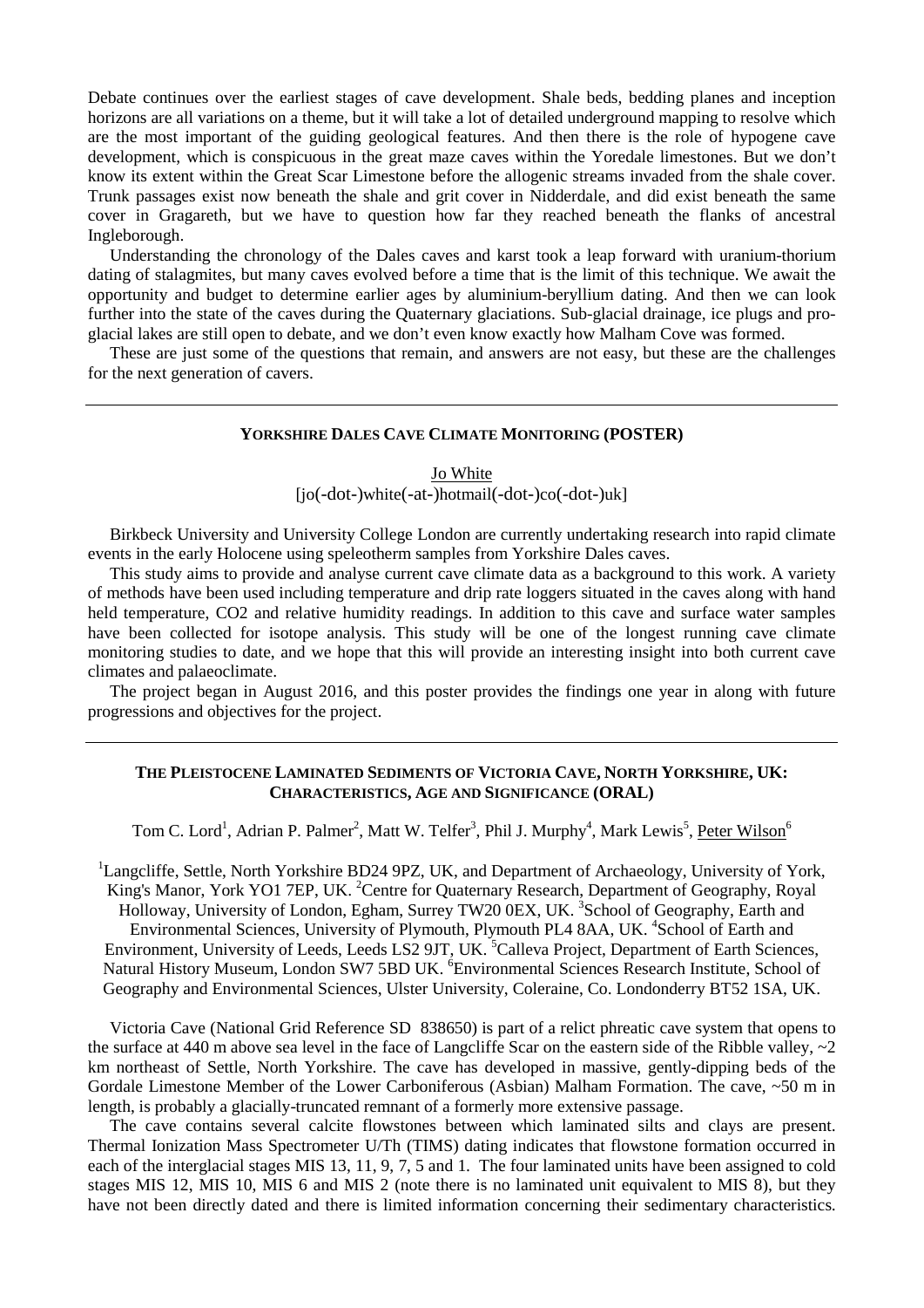Debate continues over the earliest stages of cave development. Shale beds, bedding planes and inception horizons are all variations on a theme, but it will take a lot of detailed underground mapping to resolve which are the most important of the guiding geological features. And then there is the role of hypogene cave development, which is conspicuous in the great maze caves within the Yoredale limestones. But we don't know its extent within the Great Scar Limestone before the allogenic streams invaded from the shale cover. Trunk passages exist now beneath the shale and grit cover in Nidderdale, and did exist beneath the same cover in Gragareth, but we have to question how far they reached beneath the flanks of ancestral Ingleborough.

Understanding the chronology of the Dales caves and karst took a leap forward with uranium-thorium dating of stalagmites, but many caves evolved before a time that is the limit of this technique. We await the opportunity and budget to determine earlier ages by aluminium-beryllium dating. And then we can look further into the state of the caves during the Quaternary glaciations. Sub-glacial drainage, ice plugs and pro-glacial lakes are still open to debate, and we don't even know exactly how Malham Cove was formed.

These are just some of the questions that remain, and answers are not easy, but these are the challenges for the next generation of cavers.

---

## YORKSHIRE DALES CAVE CLIMATE MONITORING (POSTER)

Jo White

[jo(-dot-)white(-at-)hotmail(-dot-)co(-dot-)uk]

Birkbeck University and University College London are currently undertaking research into rapid climate events in the early Holocene using speleotherm samples from Yorkshire Dales caves.

This study aims to provide and analyse current cave climate data as a background to this work. A variety of methods have been used including temperature and drip rate loggers situated in the caves along with hand held temperature, CO2 and relative humidity readings. In addition to this cave and surface water samples have been collected for isotope analysis. This study will be one of the longest running cave climate monitoring studies to date, and we hope that this will provide an interesting insight into both current cave climates and palaeoclimate.

The project began in August 2016, and this poster provides the findings one year in along with future progressions and objectives for the project.

---

## THE PLEISTOCENE LAMINATED SEDIMENTS OF VICTORIA CAVE, NORTH YORKSHIRE, UK: CHARACTERISTICS, AGE AND SIGNIFICANCE (ORAL)

Tom C. Lord[1], Adrian P. Palmer[2], Matt W. Telfer[3], Phil J. Murphy[4], Mark Lewis[5], Peter Wilson[6]

[1]Langcliffe, Settle, North Yorkshire BD24 9PZ, UK, and Department of Archaeology, University of York, King's Manor, York YO1 7EP, UK. [2]Centre for Quaternary Research, Department of Geography, Royal Holloway, University of London, Egham, Surrey TW20 0EX, UK. [3]School of Geography, Earth and Environmental Sciences, University of Plymouth, Plymouth PL4 8AA, UK. [4]School of Earth and Environment, University of Leeds, Leeds LS2 9JT, UK. [5]Calleva Project, Department of Earth Sciences, Natural History Museum, London SW7 5BD UK. [6]Environmental Sciences Research Institute, School of Geography and Environmental Sciences, Ulster University, Coleraine, Co. Londonderry BT52 1SA, UK.

Victoria Cave (National Grid Reference SD 838650) is part of a relict phreatic cave system that opens to the surface at 440 m above sea level in the face of Langcliffe Scar on the eastern side of the Ribble valley, ~2 km northeast of Settle, North Yorkshire. The cave has developed in massive, gently-dipping beds of the Gordale Limestone Member of the Lower Carboniferous (Asbian) Malham Formation. The cave, ~50 m in length, is probably a glacially-truncated remnant of a formerly more extensive passage.

The cave contains several calcite flowstones between which laminated silts and clays are present. Thermal Ionization Mass Spectrometer U/Th (TIMS) dating indicates that flowstone formation occurred in each of the interglacial stages MIS 13, 11, 9, 7, 5 and 1. The four laminated units have been assigned to cold stages MIS 12, MIS 10, MIS 6 and MIS 2 (note there is no laminated unit equivalent to MIS 8), but they have not been directly dated and there is limited information concerning their sedimentary characteristics.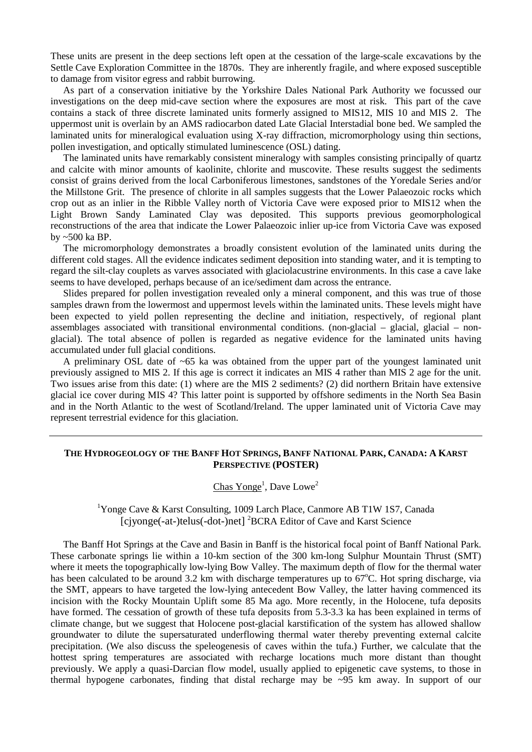These units are present in the deep sections left open at the cessation of the large-scale excavations by the Settle Cave Exploration Committee in the 1870s. They are inherently fragile, and where exposed susceptible to damage from visitor egress and rabbit burrowing.

As part of a conservation initiative by the Yorkshire Dales National Park Authority we focussed our investigations on the deep mid-cave section where the exposures are most at risk. This part of the cave contains a stack of three discrete laminated units formerly assigned to MIS12, MIS 10 and MIS 2. The uppermost unit is overlain by an AMS radiocarbon dated Late Glacial Interstadial bone bed. We sampled the laminated units for mineralogical evaluation using X-ray diffraction, micromorphology using thin sections, pollen investigation, and optically stimulated luminescence (OSL) dating.

The laminated units have remarkably consistent mineralogy with samples consisting principally of quartz and calcite with minor amounts of kaolinite, chlorite and muscovite. These results suggest the sediments consist of grains derived from the local Carboniferous limestones, sandstones of the Yoredale Series and/or the Millstone Grit. The presence of chlorite in all samples suggests that the Lower Palaeozoic rocks which crop out as an inlier in the Ribble Valley north of Victoria Cave were exposed prior to MIS12 when the Light Brown Sandy Laminated Clay was deposited. This supports previous geomorphological reconstructions of the area that indicate the Lower Palaeozoic inlier up-ice from Victoria Cave was exposed by ~500 ka BP.

The micromorphology demonstrates a broadly consistent evolution of the laminated units during the different cold stages. All the evidence indicates sediment deposition into standing water, and it is tempting to regard the silt-clay couplets as varves associated with glaciolacustrine environments. In this case a cave lake seems to have developed, perhaps because of an ice/sediment dam across the entrance.

Slides prepared for pollen investigation revealed only a mineral component, and this was true of those samples drawn from the lowermost and uppermost levels within the laminated units. These levels might have been expected to yield pollen representing the decline and initiation, respectively, of regional plant assemblages associated with transitional environmental conditions. (non-glacial – glacial, glacial – non-glacial). The total absence of pollen is regarded as negative evidence for the laminated units having accumulated under full glacial conditions.

A preliminary OSL date of ~65 ka was obtained from the upper part of the youngest laminated unit previously assigned to MIS 2. If this age is correct it indicates an MIS 4 rather than MIS 2 age for the unit. Two issues arise from this date: (1) where are the MIS 2 sediments? (2) did northern Britain have extensive glacial ice cover during MIS 4? This latter point is supported by offshore sediments in the North Sea Basin and in the North Atlantic to the west of Scotland/Ireland. The upper laminated unit of Victoria Cave may represent terrestrial evidence for this glaciation.

---

## THE HYDROGEOLOGY OF THE BANFF HOT SPRINGS, BANFF NATIONAL PARK, CANADA: A KARST PERSPECTIVE (POSTER)

Chas Yonge[1], Dave Lowe[2]

[1]Yonge Cave & Karst Consulting, 1009 Larch Place, Canmore AB T1W 1S7, Canada [cjyonge(-at-)telus(-dot-)net] [2]BCRA Editor of Cave and Karst Science

The Banff Hot Springs at the Cave and Basin in Banff is the historical focal point of Banff National Park. These carbonate springs lie within a 10-km section of the 300 km-long Sulphur Mountain Thrust (SMT) where it meets the topographically low-lying Bow Valley. The maximum depth of flow for the thermal water has been calculated to be around 3.2 km with discharge temperatures up to 67°C. Hot spring discharge, via the SMT, appears to have targeted the low-lying antecedent Bow Valley, the latter having commenced its incision with the Rocky Mountain Uplift some 85 Ma ago. More recently, in the Holocene, tufa deposits have formed. The cessation of growth of these tufa deposits from 5.3-3.3 ka has been explained in terms of climate change, but we suggest that Holocene post-glacial karstification of the system has allowed shallow groundwater to dilute the supersaturated underflowing thermal water thereby preventing external calcite precipitation. (We also discuss the speleogenesis of caves within the tufa.) Further, we calculate that the hottest spring temperatures are associated with recharge locations much more distant than thought previously. We apply a quasi-Darcian flow model, usually applied to epigenetic cave systems, to those in thermal hypogene carbonates, finding that distal recharge may be ~95 km away. In support of our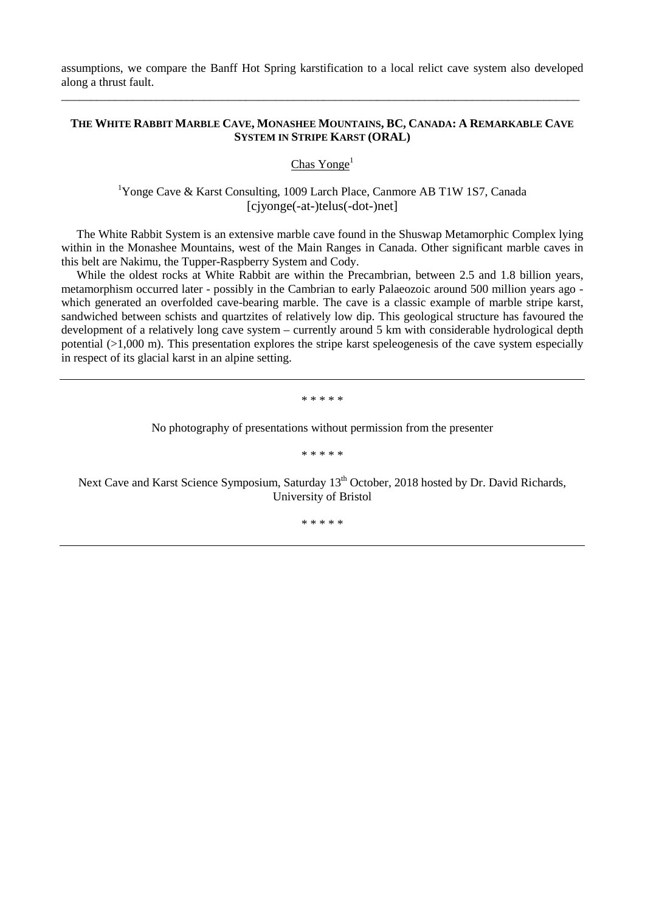assumptions, we compare the Banff Hot Spring karstification to a local relict cave system also developed along a thrust fault.

---

### THE WHITE RABBIT MARBLE CAVE, MONASHEE MOUNTAINS, BC, CANADA: A REMARKABLE CAVE SYSTEM IN STRIPE KARST (ORAL)

Chas Yonge[1]

[1]Yonge Cave & Karst Consulting, 1009 Larch Place, Canmore AB T1W 1S7, Canada
[cjyonge(-at-)telus(-dot-)net]

The White Rabbit System is an extensive marble cave found in the Shuswap Metamorphic Complex lying within in the Monashee Mountains, west of the Main Ranges in Canada. Other significant marble caves in this belt are Nakimu, the Tupper-Raspberry System and Cody.

While the oldest rocks at White Rabbit are within the Precambrian, between 2.5 and 1.8 billion years, metamorphism occurred later - possibly in the Cambrian to early Palaeozoic around 500 million years ago - which generated an overfolded cave-bearing marble. The cave is a classic example of marble stripe karst, sandwiched between schists and quartzites of relatively low dip. This geological structure has favoured the development of a relatively long cave system – currently around 5 km with considerable hydrological depth potential (>1,000 m). This presentation explores the stripe karst speleogenesis of the cave system especially in respect of its glacial karst in an alpine setting.

---

\* \* \* \* \*

No photography of presentations without permission from the presenter

\* \* \* \* \*

Next Cave and Karst Science Symposium, Saturday 13th October, 2018 hosted by Dr. David Richards, University of Bristol

\* \* \* \* \*

---